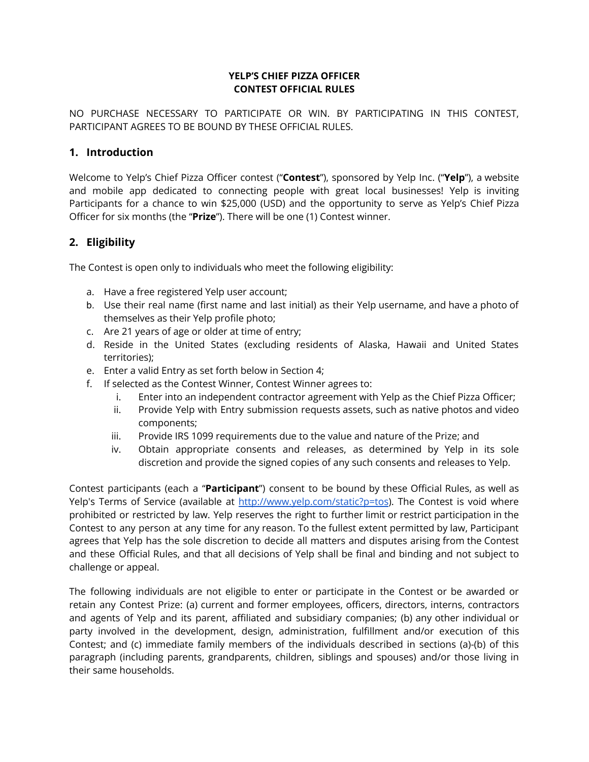**YELP'S CHIEF PIZZA OFFICER**
**CONTEST OFFICIAL RULES**

NO PURCHASE NECESSARY TO PARTICIPATE OR WIN. BY PARTICIPATING IN THIS CONTEST, PARTICIPANT AGREES TO BE BOUND BY THESE OFFICIAL RULES.

## 1. Introduction

Welcome to Yelp's Chief Pizza Officer contest ("**Contest**"), sponsored by Yelp Inc. ("**Yelp**"), a website and mobile app dedicated to connecting people with great local businesses! Yelp is inviting Participants for a chance to win $25,000 (USD) and the opportunity to serve as Yelp's Chief Pizza Officer for six months (the "**Prize**"). There will be one (1) Contest winner.

## 2. Eligibility

The Contest is open only to individuals who meet the following eligibility:

a. Have a free registered Yelp user account;
b. Use their real name (first name and last initial) as their Yelp username, and have a photo of themselves as their Yelp profile photo;
c. Are 21 years of age or older at time of entry;
d. Reside in the United States (excluding residents of Alaska, Hawaii and United States territories);
e. Enter a valid Entry as set forth below in Section 4;
f. If selected as the Contest Winner, Contest Winner agrees to:
    i. Enter into an independent contractor agreement with Yelp as the Chief Pizza Officer;
    ii. Provide Yelp with Entry submission requests assets, such as native photos and video components;
    iii. Provide IRS 1099 requirements due to the value and nature of the Prize; and
    iv. Obtain appropriate consents and releases, as determined by Yelp in its sole discretion and provide the signed copies of any such consents and releases to Yelp.

Contest participants (each a "**Participant**") consent to be bound by these Official Rules, as well as Yelp's Terms of Service (available at [http://www.yelp.com/static?p=tos](http://www.yelp.com/static?p=tos)). The Contest is void where prohibited or restricted by law. Yelp reserves the right to further limit or restrict participation in the Contest to any person at any time for any reason. To the fullest extent permitted by law, Participant agrees that Yelp has the sole discretion to decide all matters and disputes arising from the Contest and these Official Rules, and that all decisions of Yelp shall be final and binding and not subject to challenge or appeal.

The following individuals are not eligible to enter or participate in the Contest or be awarded or retain any Contest Prize: (a) current and former employees, officers, directors, interns, contractors and agents of Yelp and its parent, affiliated and subsidiary companies; (b) any other individual or party involved in the development, design, administration, fulfillment and/or execution of this Contest; and (c) immediate family members of the individuals described in sections (a)-(b) of this paragraph (including parents, grandparents, children, siblings and spouses) and/or those living in their same households.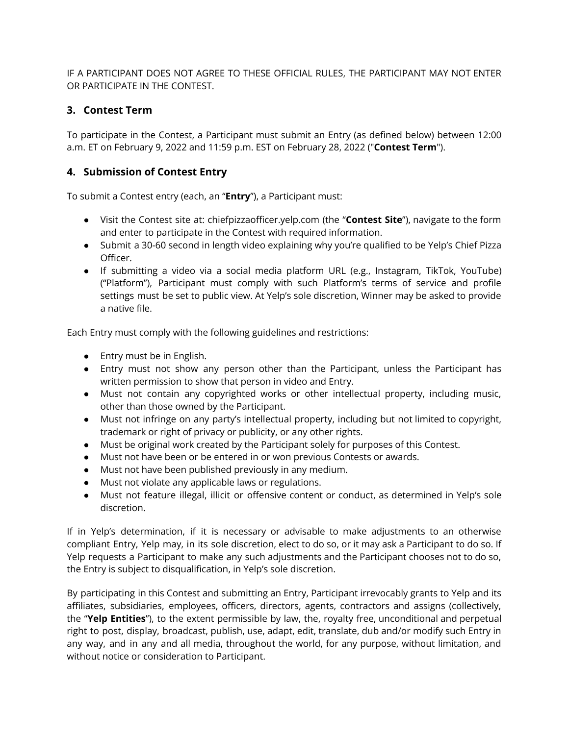IF A PARTICIPANT DOES NOT AGREE TO THESE OFFICIAL RULES, THE PARTICIPANT MAY NOT ENTER OR PARTICIPATE IN THE CONTEST.

## 3. Contest Term

To participate in the Contest, a Participant must submit an Entry (as defined below) between 12:00 a.m. ET on February 9, 2022 and 11:59 p.m. EST on February 28, 2022 ("**Contest Term**").

## 4. Submission of Contest Entry

To submit a Contest entry (each, an "**Entry**"), a Participant must:

- Visit the Contest site at: chiefpizzaofficer.yelp.com (the "**Contest Site**"), navigate to the form and enter to participate in the Contest with required information.
- Submit a 30-60 second in length video explaining why you're qualified to be Yelp's Chief Pizza Officer.
- If submitting a video via a social media platform URL (e.g., Instagram, TikTok, YouTube) ("Platform"), Participant must comply with such Platform's terms of service and profile settings must be set to public view. At Yelp's sole discretion, Winner may be asked to provide a native file.

Each Entry must comply with the following guidelines and restrictions:

- Entry must be in English.
- Entry must not show any person other than the Participant, unless the Participant has written permission to show that person in video and Entry.
- Must not contain any copyrighted works or other intellectual property, including music, other than those owned by the Participant.
- Must not infringe on any party's intellectual property, including but not limited to copyright, trademark or right of privacy or publicity, or any other rights.
- Must be original work created by the Participant solely for purposes of this Contest.
- Must not have been or be entered in or won previous Contests or awards.
- Must not have been published previously in any medium.
- Must not violate any applicable laws or regulations.
- Must not feature illegal, illicit or offensive content or conduct, as determined in Yelp's sole discretion.

If in Yelp's determination, if it is necessary or advisable to make adjustments to an otherwise compliant Entry, Yelp may, in its sole discretion, elect to do so, or it may ask a Participant to do so. If Yelp requests a Participant to make any such adjustments and the Participant chooses not to do so, the Entry is subject to disqualification, in Yelp's sole discretion.

By participating in this Contest and submitting an Entry, Participant irrevocably grants to Yelp and its affiliates, subsidiaries, employees, officers, directors, agents, contractors and assigns (collectively, the "**Yelp Entities**"), to the extent permissible by law, the, royalty free, unconditional and perpetual right to post, display, broadcast, publish, use, adapt, edit, translate, dub and/or modify such Entry in any way, and in any and all media, throughout the world, for any purpose, without limitation, and without notice or consideration to Participant.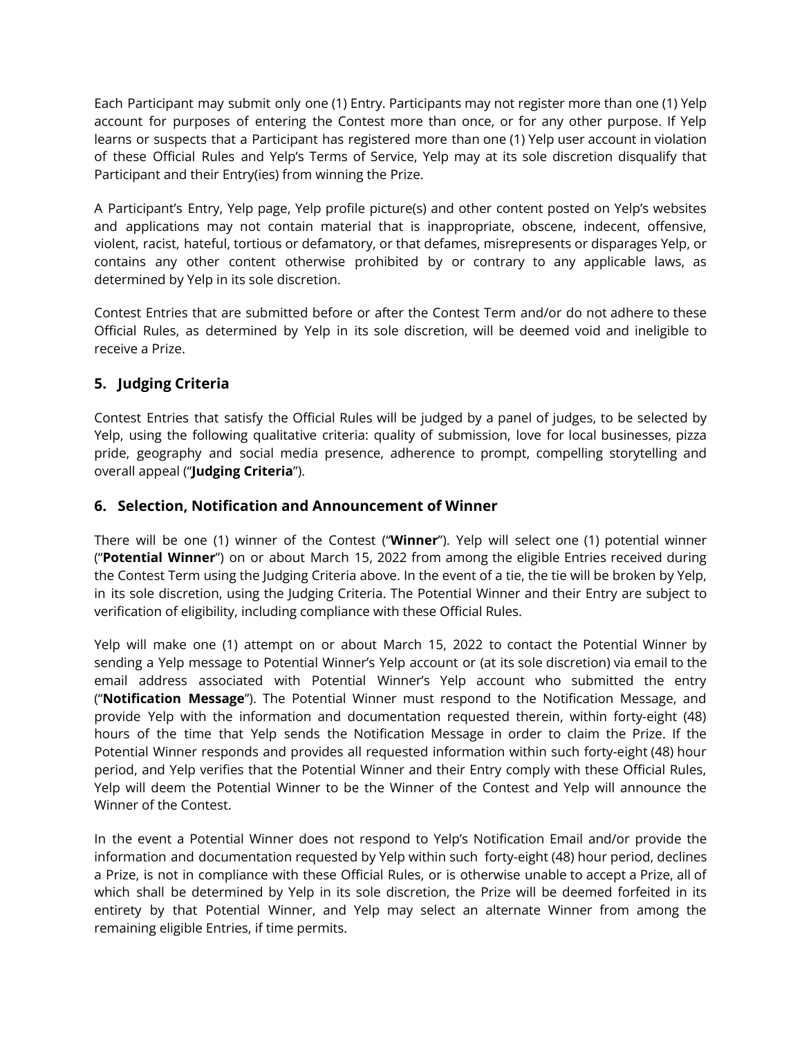Each Participant may submit only one (1) Entry. Participants may not register more than one (1) Yelp account for purposes of entering the Contest more than once, or for any other purpose. If Yelp learns or suspects that a Participant has registered more than one (1) Yelp user account in violation of these Official Rules and Yelp's Terms of Service, Yelp may at its sole discretion disqualify that Participant and their Entry(ies) from winning the Prize.

A Participant's Entry, Yelp page, Yelp profile picture(s) and other content posted on Yelp's websites and applications may not contain material that is inappropriate, obscene, indecent, offensive, violent, racist, hateful, tortious or defamatory, or that defames, misrepresents or disparages Yelp, or contains any other content otherwise prohibited by or contrary to any applicable laws, as determined by Yelp in its sole discretion.

Contest Entries that are submitted before or after the Contest Term and/or do not adhere to these Official Rules, as determined by Yelp in its sole discretion, will be deemed void and ineligible to receive a Prize.

## 5. Judging Criteria

Contest Entries that satisfy the Official Rules will be judged by a panel of judges, to be selected by Yelp, using the following qualitative criteria: quality of submission, love for local businesses, pizza pride, geography and social media presence, adherence to prompt, compelling storytelling and overall appeal ("**Judging Criteria**").

## 6. Selection, Notification and Announcement of Winner

There will be one (1) winner of the Contest ("**Winner**"). Yelp will select one (1) potential winner ("**Potential Winner**") on or about March 15, 2022 from among the eligible Entries received during the Contest Term using the Judging Criteria above. In the event of a tie, the tie will be broken by Yelp, in its sole discretion, using the Judging Criteria. The Potential Winner and their Entry are subject to verification of eligibility, including compliance with these Official Rules.

Yelp will make one (1) attempt on or about March 15, 2022 to contact the Potential Winner by sending a Yelp message to Potential Winner's Yelp account or (at its sole discretion) via email to the email address associated with Potential Winner's Yelp account who submitted the entry ("**Notification Message**"). The Potential Winner must respond to the Notification Message, and provide Yelp with the information and documentation requested therein, within forty-eight (48) hours of the time that Yelp sends the Notification Message in order to claim the Prize. If the Potential Winner responds and provides all requested information within such forty-eight (48) hour period, and Yelp verifies that the Potential Winner and their Entry comply with these Official Rules, Yelp will deem the Potential Winner to be the Winner of the Contest and Yelp will announce the Winner of the Contest.

In the event a Potential Winner does not respond to Yelp's Notification Email and/or provide the information and documentation requested by Yelp within such forty-eight (48) hour period, declines a Prize, is not in compliance with these Official Rules, or is otherwise unable to accept a Prize, all of which shall be determined by Yelp in its sole discretion, the Prize will be deemed forfeited in its entirety by that Potential Winner, and Yelp may select an alternate Winner from among the remaining eligible Entries, if time permits.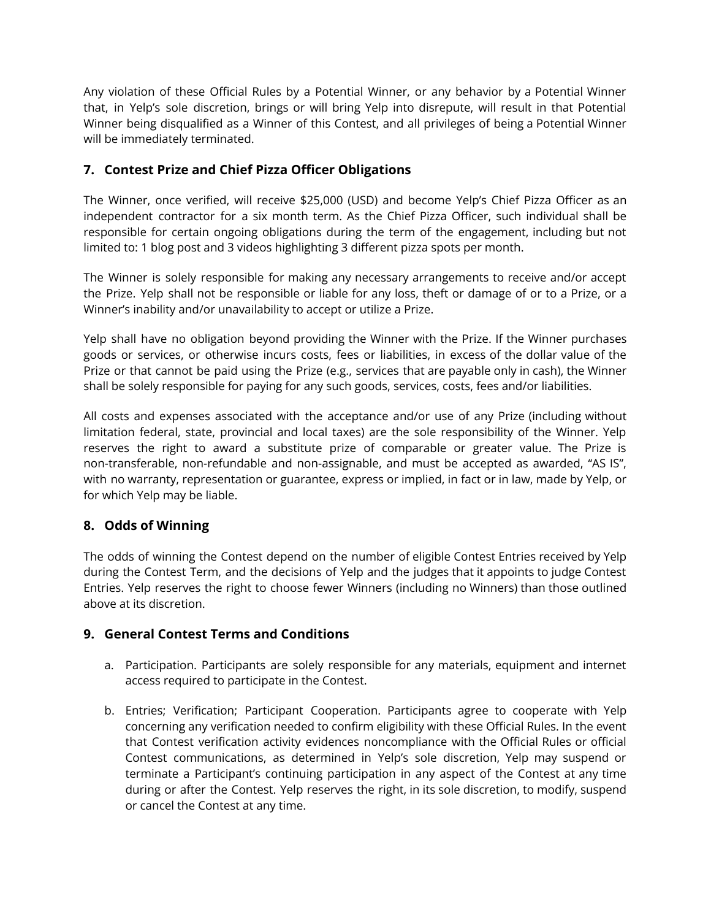Any violation of these Official Rules by a Potential Winner, or any behavior by a Potential Winner that, in Yelp's sole discretion, brings or will bring Yelp into disrepute, will result in that Potential Winner being disqualified as a Winner of this Contest, and all privileges of being a Potential Winner will be immediately terminated.

## 7. Contest Prize and Chief Pizza Officer Obligations

The Winner, once verified, will receive $25,000 (USD) and become Yelp's Chief Pizza Officer as an independent contractor for a six month term. As the Chief Pizza Officer, such individual shall be responsible for certain ongoing obligations during the term of the engagement, including but not limited to: 1 blog post and 3 videos highlighting 3 different pizza spots per month.

The Winner is solely responsible for making any necessary arrangements to receive and/or accept the Prize. Yelp shall not be responsible or liable for any loss, theft or damage of or to a Prize, or a Winner's inability and/or unavailability to accept or utilize a Prize.

Yelp shall have no obligation beyond providing the Winner with the Prize. If the Winner purchases goods or services, or otherwise incurs costs, fees or liabilities, in excess of the dollar value of the Prize or that cannot be paid using the Prize (e.g., services that are payable only in cash), the Winner shall be solely responsible for paying for any such goods, services, costs, fees and/or liabilities.

All costs and expenses associated with the acceptance and/or use of any Prize (including without limitation federal, state, provincial and local taxes) are the sole responsibility of the Winner. Yelp reserves the right to award a substitute prize of comparable or greater value. The Prize is non-transferable, non-refundable and non-assignable, and must be accepted as awarded, "AS IS", with no warranty, representation or guarantee, express or implied, in fact or in law, made by Yelp, or for which Yelp may be liable.

## 8. Odds of Winning

The odds of winning the Contest depend on the number of eligible Contest Entries received by Yelp during the Contest Term, and the decisions of Yelp and the judges that it appoints to judge Contest Entries. Yelp reserves the right to choose fewer Winners (including no Winners) than those outlined above at its discretion.

## 9. General Contest Terms and Conditions

a. Participation. Participants are solely responsible for any materials, equipment and internet access required to participate in the Contest.

b. Entries; Verification; Participant Cooperation. Participants agree to cooperate with Yelp concerning any verification needed to confirm eligibility with these Official Rules. In the event that Contest verification activity evidences noncompliance with the Official Rules or official Contest communications, as determined in Yelp's sole discretion, Yelp may suspend or terminate a Participant's continuing participation in any aspect of the Contest at any time during or after the Contest. Yelp reserves the right, in its sole discretion, to modify, suspend or cancel the Contest at any time.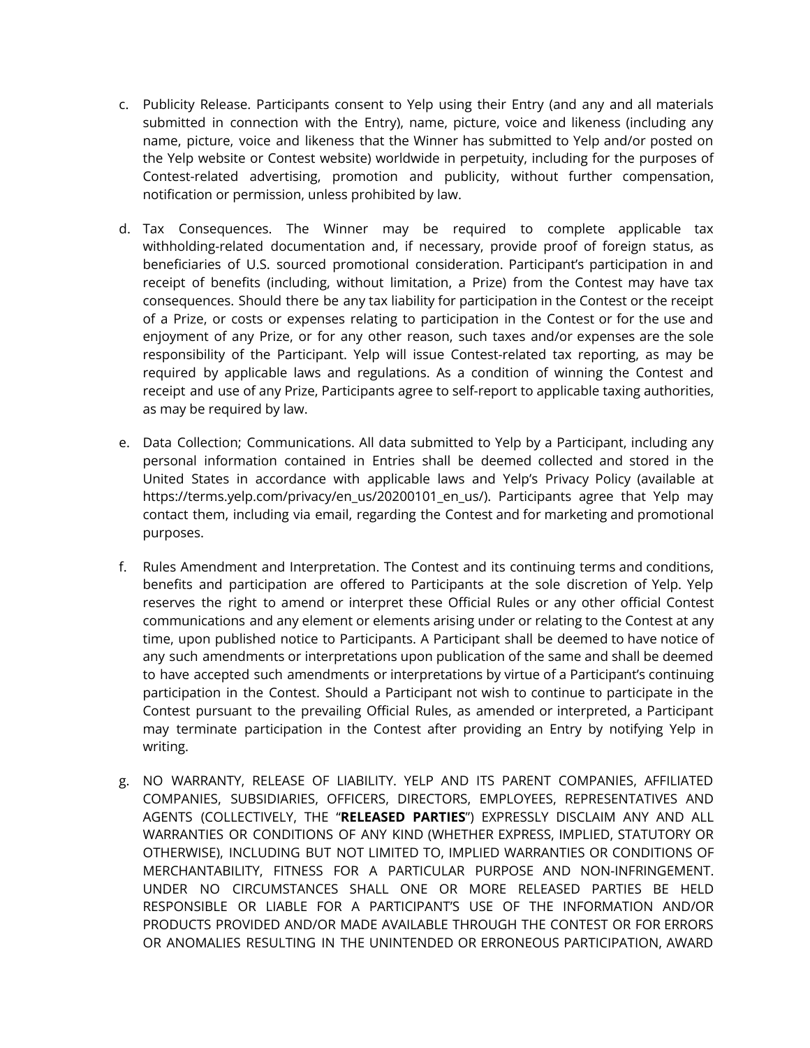c. Publicity Release. Participants consent to Yelp using their Entry (and any and all materials submitted in connection with the Entry), name, picture, voice and likeness (including any name, picture, voice and likeness that the Winner has submitted to Yelp and/or posted on the Yelp website or Contest website) worldwide in perpetuity, including for the purposes of Contest-related advertising, promotion and publicity, without further compensation, notification or permission, unless prohibited by law.

d. Tax Consequences. The Winner may be required to complete applicable tax withholding-related documentation and, if necessary, provide proof of foreign status, as beneficiaries of U.S. sourced promotional consideration. Participant's participation in and receipt of benefits (including, without limitation, a Prize) from the Contest may have tax consequences. Should there be any tax liability for participation in the Contest or the receipt of a Prize, or costs or expenses relating to participation in the Contest or for the use and enjoyment of any Prize, or for any other reason, such taxes and/or expenses are the sole responsibility of the Participant. Yelp will issue Contest-related tax reporting, as may be required by applicable laws and regulations. As a condition of winning the Contest and receipt and use of any Prize, Participants agree to self-report to applicable taxing authorities, as may be required by law.

e. Data Collection; Communications. All data submitted to Yelp by a Participant, including any personal information contained in Entries shall be deemed collected and stored in the United States in accordance with applicable laws and Yelp's Privacy Policy (available at https://terms.yelp.com/privacy/en_us/20200101_en_us/). Participants agree that Yelp may contact them, including via email, regarding the Contest and for marketing and promotional purposes.

f. Rules Amendment and Interpretation. The Contest and its continuing terms and conditions, benefits and participation are offered to Participants at the sole discretion of Yelp. Yelp reserves the right to amend or interpret these Official Rules or any other official Contest communications and any element or elements arising under or relating to the Contest at any time, upon published notice to Participants. A Participant shall be deemed to have notice of any such amendments or interpretations upon publication of the same and shall be deemed to have accepted such amendments or interpretations by virtue of a Participant's continuing participation in the Contest. Should a Participant not wish to continue to participate in the Contest pursuant to the prevailing Official Rules, as amended or interpreted, a Participant may terminate participation in the Contest after providing an Entry by notifying Yelp in writing.

g. NO WARRANTY, RELEASE OF LIABILITY. YELP AND ITS PARENT COMPANIES, AFFILIATED COMPANIES, SUBSIDIARIES, OFFICERS, DIRECTORS, EMPLOYEES, REPRESENTATIVES AND AGENTS (COLLECTIVELY, THE "**RELEASED PARTIES**") EXPRESSLY DISCLAIM ANY AND ALL WARRANTIES OR CONDITIONS OF ANY KIND (WHETHER EXPRESS, IMPLIED, STATUTORY OR OTHERWISE), INCLUDING BUT NOT LIMITED TO, IMPLIED WARRANTIES OR CONDITIONS OF MERCHANTABILITY, FITNESS FOR A PARTICULAR PURPOSE AND NON-INFRINGEMENT. UNDER NO CIRCUMSTANCES SHALL ONE OR MORE RELEASED PARTIES BE HELD RESPONSIBLE OR LIABLE FOR A PARTICIPANT'S USE OF THE INFORMATION AND/OR PRODUCTS PROVIDED AND/OR MADE AVAILABLE THROUGH THE CONTEST OR FOR ERRORS OR ANOMALIES RESULTING IN THE UNINTENDED OR ERRONEOUS PARTICIPATION, AWARD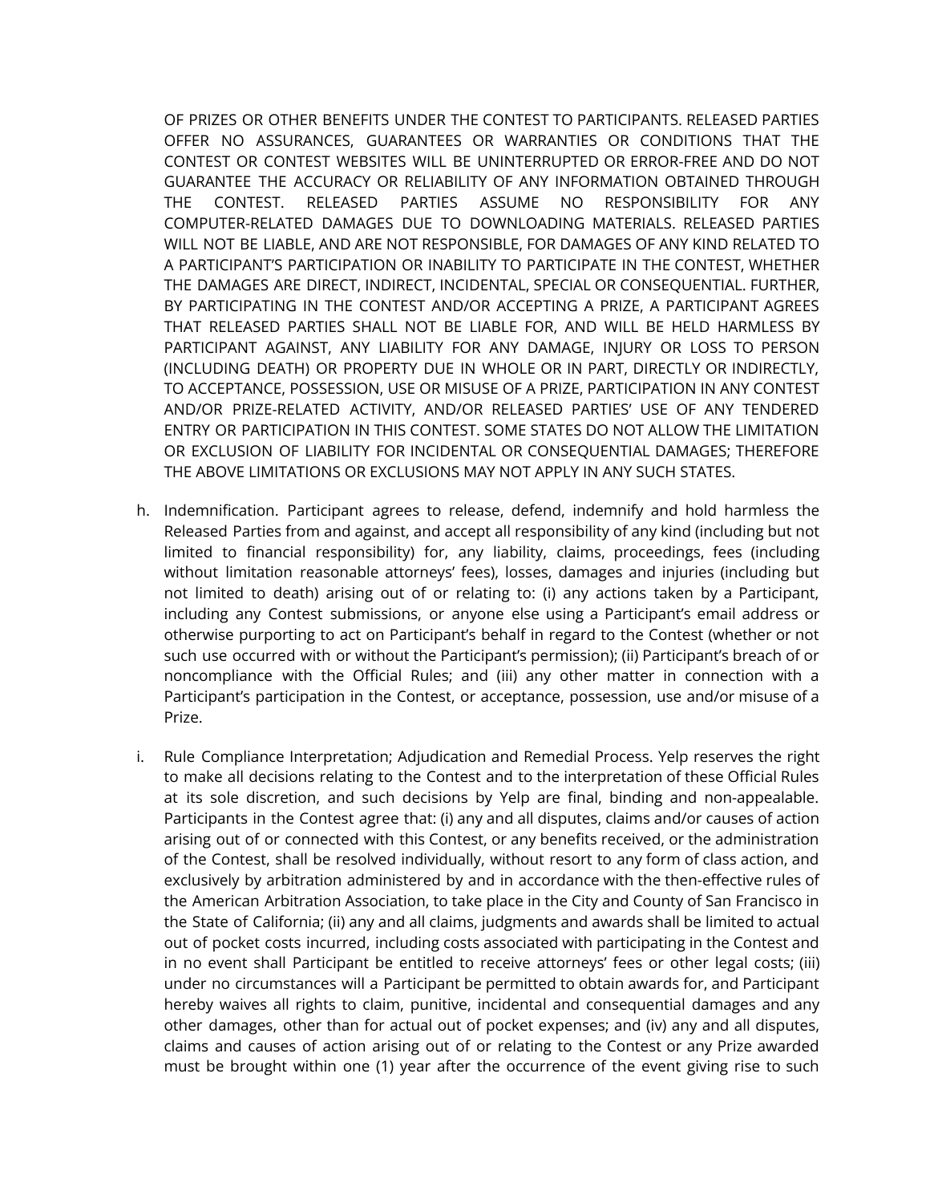OF PRIZES OR OTHER BENEFITS UNDER THE CONTEST TO PARTICIPANTS. RELEASED PARTIES OFFER NO ASSURANCES, GUARANTEES OR WARRANTIES OR CONDITIONS THAT THE CONTEST OR CONTEST WEBSITES WILL BE UNINTERRUPTED OR ERROR-FREE AND DO NOT GUARANTEE THE ACCURACY OR RELIABILITY OF ANY INFORMATION OBTAINED THROUGH THE CONTEST. RELEASED PARTIES ASSUME NO RESPONSIBILITY FOR ANY COMPUTER-RELATED DAMAGES DUE TO DOWNLOADING MATERIALS. RELEASED PARTIES WILL NOT BE LIABLE, AND ARE NOT RESPONSIBLE, FOR DAMAGES OF ANY KIND RELATED TO A PARTICIPANT'S PARTICIPATION OR INABILITY TO PARTICIPATE IN THE CONTEST, WHETHER THE DAMAGES ARE DIRECT, INDIRECT, INCIDENTAL, SPECIAL OR CONSEQUENTIAL. FURTHER, BY PARTICIPATING IN THE CONTEST AND/OR ACCEPTING A PRIZE, A PARTICIPANT AGREES THAT RELEASED PARTIES SHALL NOT BE LIABLE FOR, AND WILL BE HELD HARMLESS BY PARTICIPANT AGAINST, ANY LIABILITY FOR ANY DAMAGE, INJURY OR LOSS TO PERSON (INCLUDING DEATH) OR PROPERTY DUE IN WHOLE OR IN PART, DIRECTLY OR INDIRECTLY, TO ACCEPTANCE, POSSESSION, USE OR MISUSE OF A PRIZE, PARTICIPATION IN ANY CONTEST AND/OR PRIZE-RELATED ACTIVITY, AND/OR RELEASED PARTIES' USE OF ANY TENDERED ENTRY OR PARTICIPATION IN THIS CONTEST. SOME STATES DO NOT ALLOW THE LIMITATION OR EXCLUSION OF LIABILITY FOR INCIDENTAL OR CONSEQUENTIAL DAMAGES; THEREFORE THE ABOVE LIMITATIONS OR EXCLUSIONS MAY NOT APPLY IN ANY SUCH STATES.

h. Indemnification. Participant agrees to release, defend, indemnify and hold harmless the Released Parties from and against, and accept all responsibility of any kind (including but not limited to financial responsibility) for, any liability, claims, proceedings, fees (including without limitation reasonable attorneys' fees), losses, damages and injuries (including but not limited to death) arising out of or relating to: (i) any actions taken by a Participant, including any Contest submissions, or anyone else using a Participant's email address or otherwise purporting to act on Participant's behalf in regard to the Contest (whether or not such use occurred with or without the Participant's permission); (ii) Participant's breach of or noncompliance with the Official Rules; and (iii) any other matter in connection with a Participant's participation in the Contest, or acceptance, possession, use and/or misuse of a Prize.

i. Rule Compliance Interpretation; Adjudication and Remedial Process. Yelp reserves the right to make all decisions relating to the Contest and to the interpretation of these Official Rules at its sole discretion, and such decisions by Yelp are final, binding and non-appealable. Participants in the Contest agree that: (i) any and all disputes, claims and/or causes of action arising out of or connected with this Contest, or any benefits received, or the administration of the Contest, shall be resolved individually, without resort to any form of class action, and exclusively by arbitration administered by and in accordance with the then-effective rules of the American Arbitration Association, to take place in the City and County of San Francisco in the State of California; (ii) any and all claims, judgments and awards shall be limited to actual out of pocket costs incurred, including costs associated with participating in the Contest and in no event shall Participant be entitled to receive attorneys' fees or other legal costs; (iii) under no circumstances will a Participant be permitted to obtain awards for, and Participant hereby waives all rights to claim, punitive, incidental and consequential damages and any other damages, other than for actual out of pocket expenses; and (iv) any and all disputes, claims and causes of action arising out of or relating to the Contest or any Prize awarded must be brought within one (1) year after the occurrence of the event giving rise to such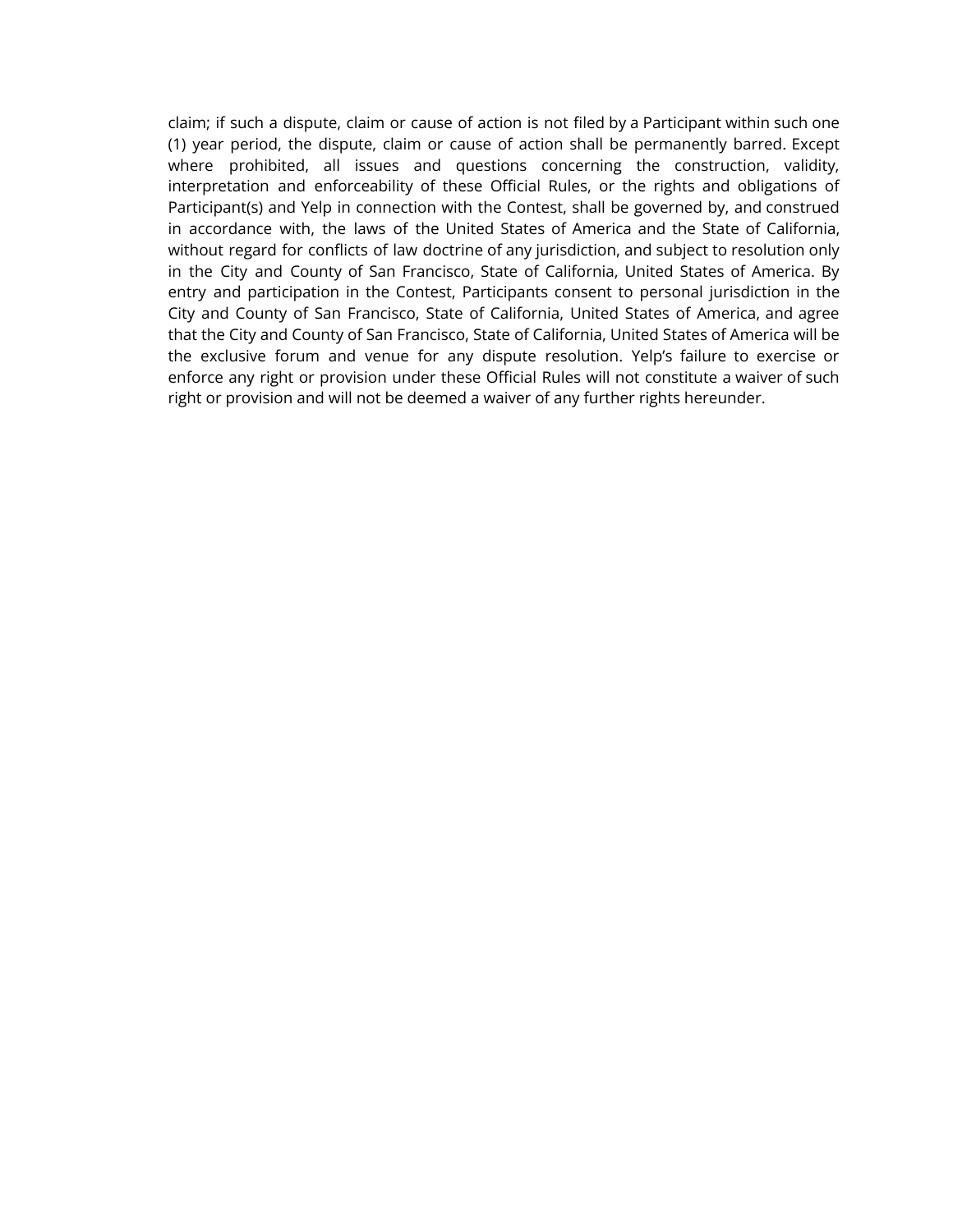claim; if such a dispute, claim or cause of action is not filed by a Participant within such one (1) year period, the dispute, claim or cause of action shall be permanently barred. Except where prohibited, all issues and questions concerning the construction, validity, interpretation and enforceability of these Official Rules, or the rights and obligations of Participant(s) and Yelp in connection with the Contest, shall be governed by, and construed in accordance with, the laws of the United States of America and the State of California, without regard for conflicts of law doctrine of any jurisdiction, and subject to resolution only in the City and County of San Francisco, State of California, United States of America. By entry and participation in the Contest, Participants consent to personal jurisdiction in the City and County of San Francisco, State of California, United States of America, and agree that the City and County of San Francisco, State of California, United States of America will be the exclusive forum and venue for any dispute resolution. Yelp's failure to exercise or enforce any right or provision under these Official Rules will not constitute a waiver of such right or provision and will not be deemed a waiver of any further rights hereunder.